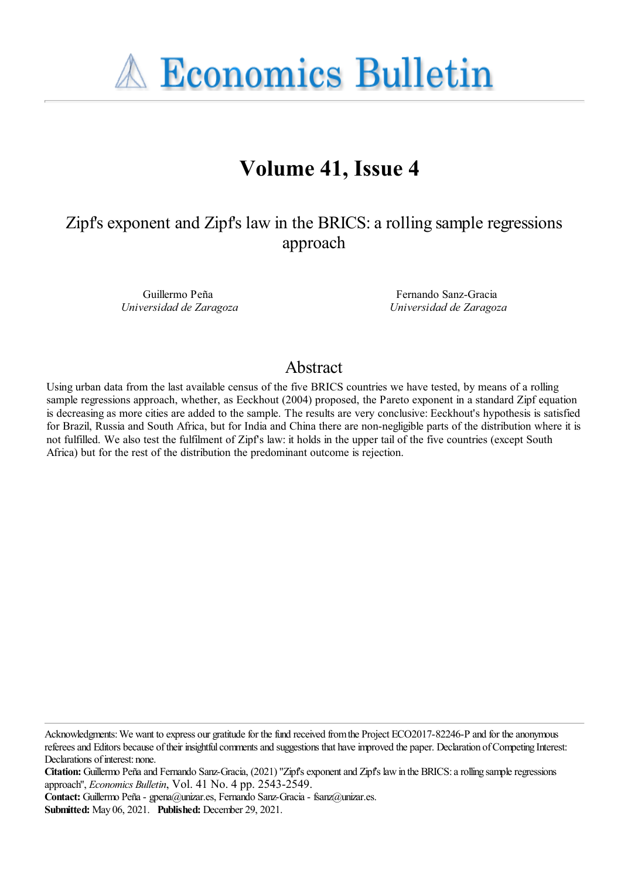# Economics Bulletin

## Volume 41, Issue 4

### Zipf's exponent and Zipf's law in the BRICS: a rolling sample regressions approach

Guillermo Peña  
*Universidad de Zaragoza*

Fernando Sanz-Gracia  
*Universidad de Zaragoza*

## Abstract

Using urban data from the last available census of the five BRICS countries we have tested, by means of a rolling sample regressions approach, whether, as Eeckhout (2004) proposed, the Pareto exponent in a standard Zipf equation is decreasing as more cities are added to the sample. The results are very conclusive: Eeckhout's hypothesis is satisfied for Brazil, Russia and South Africa, but for India and China there are non-negligible parts of the distribution where it is not fulfilled. We also test the fulfilment of Zipf's law: it holds in the upper tail of the five countries (except South Africa) but for the rest of the distribution the predominant outcome is rejection.

Acknowledgments: We want to express our gratitude for the fund received from the Project ECO2017-82246-P and for the anonymous referees and Editors because of their insightful comments and suggestions that have improved the paper. Declaration of Competing Interest: Declarations of interest: none.

**Citation:** Guillermo Peña and Fernando Sanz-Gracia, (2021) ''Zipf's exponent and Zipf's law in the BRICS: a rolling sample regressions approach'', *Economics Bulletin*, Vol. 41 No. 4 pp. 2543-2549.

**Contact:** Guillermo Peña - gpena@unizar.es, Fernando Sanz-Gracia - fsanz@unizar.es.

**Submitted:** May 06, 2021. **Published:** December 29, 2021.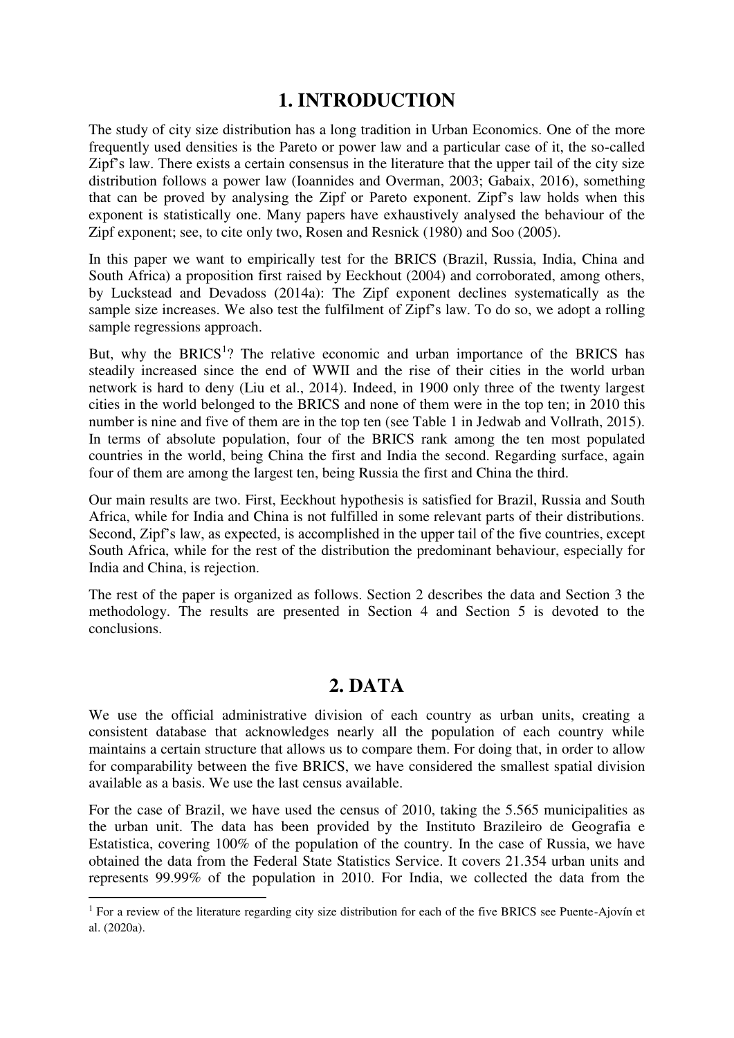# 1. INTRODUCTION

The study of city size distribution has a long tradition in Urban Economics. One of the more frequently used densities is the Pareto or power law and a particular case of it, the so-called Zipf's law. There exists a certain consensus in the literature that the upper tail of the city size distribution follows a power law (Ioannides and Overman, 2003; Gabaix, 2016), something that can be proved by analysing the Zipf or Pareto exponent. Zipf's law holds when this exponent is statistically one. Many papers have exhaustively analysed the behaviour of the Zipf exponent; see, to cite only two, Rosen and Resnick (1980) and Soo (2005).

In this paper we want to empirically test for the BRICS (Brazil, Russia, India, China and South Africa) a proposition first raised by Eeckhout (2004) and corroborated, among others, by Luckstead and Devadoss (2014a): The Zipf exponent declines systematically as the sample size increases. We also test the fulfilment of Zipf's law. To do so, we adopt a rolling sample regressions approach.

But, why the BRICS[1]? The relative economic and urban importance of the BRICS has steadily increased since the end of WWII and the rise of their cities in the world urban network is hard to deny (Liu et al., 2014). Indeed, in 1900 only three of the twenty largest cities in the world belonged to the BRICS and none of them were in the top ten; in 2010 this number is nine and five of them are in the top ten (see Table 1 in Jedwab and Vollrath, 2015). In terms of absolute population, four of the BRICS rank among the ten most populated countries in the world, being China the first and India the second. Regarding surface, again four of them are among the largest ten, being Russia the first and China the third.

Our main results are two. First, Eeckhout hypothesis is satisfied for Brazil, Russia and South Africa, while for India and China is not fulfilled in some relevant parts of their distributions. Second, Zipf's law, as expected, is accomplished in the upper tail of the five countries, except South Africa, while for the rest of the distribution the predominant behaviour, especially for India and China, is rejection.

The rest of the paper is organized as follows. Section 2 describes the data and Section 3 the methodology. The results are presented in Section 4 and Section 5 is devoted to the conclusions.

# 2. DATA

We use the official administrative division of each country as urban units, creating a consistent database that acknowledges nearly all the population of each country while maintains a certain structure that allows us to compare them. For doing that, in order to allow for comparability between the five BRICS, we have considered the smallest spatial division available as a basis. We use the last census available.

For the case of Brazil, we have used the census of 2010, taking the 5.565 municipalities as the urban unit. The data has been provided by the Instituto Brazileiro de Geografia e Estatistica, covering 100% of the population of the country. In the case of Russia, we have obtained the data from the Federal State Statistics Service. It covers 21.354 urban units and represents 99.99% of the population in 2010. For India, we collected the data from the

[1] For a review of the literature regarding city size distribution for each of the five BRICS see Puente-Ajovín et al. (2020a).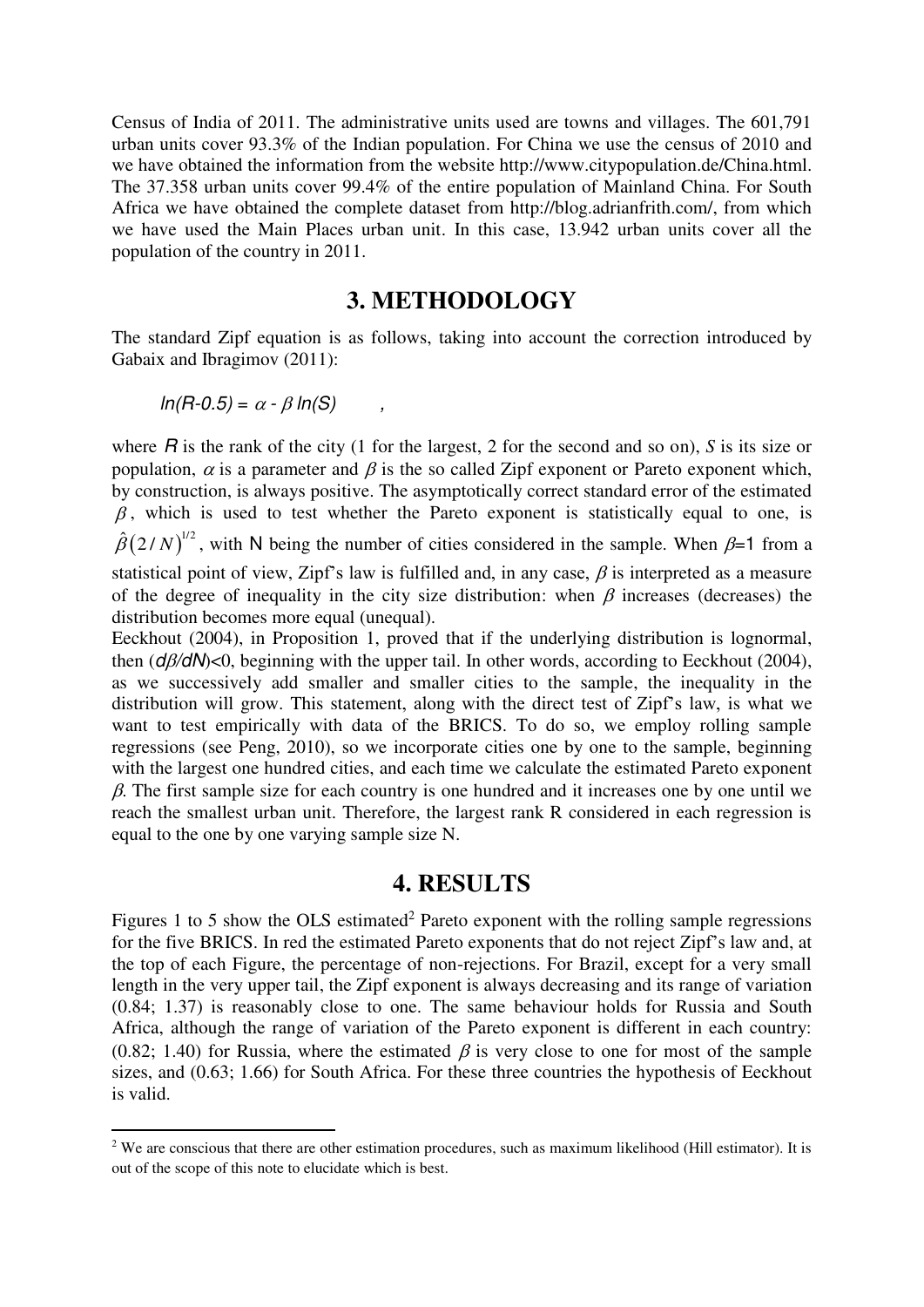Census of India of 2011. The administrative units used are towns and villages. The 601,791 urban units cover 93.3% of the Indian population. For China we use the census of 2010 and we have obtained the information from the website http://www.citypopulation.de/China.html. The 37.358 urban units cover 99.4% of the entire population of Mainland China. For South Africa we have obtained the complete dataset from http://blog.adrianfrith.com/, from which we have used the Main Places urban unit. In this case, 13.942 urban units cover all the population of the country in 2011.

## 3. METHODOLOGY

The standard Zipf equation is as follows, taking into account the correction introduced by Gabaix and Ibragimov (2011):

$$\ln(R-0.5) = \alpha - \beta \ln(S) \quad ,$$

where $R$ is the rank of the city (1 for the largest, 2 for the second and so on), $S$ is its size or population, $\alpha$ is a parameter and $\beta$ is the so called Zipf exponent or Pareto exponent which, by construction, is always positive. The asymptotically correct standard error of the estimated $\beta$, which is used to test whether the Pareto exponent is statistically equal to one, is $\hat{\beta}(2/N)^{1/2}$, with N being the number of cities considered in the sample. When $\beta$=1 from a statistical point of view, Zipf's law is fulfilled and, in any case, $\beta$ is interpreted as a measure of the degree of inequality in the city size distribution: when $\beta$ increases (decreases) the distribution becomes more equal (unequal).

Eeckhout (2004), in Proposition 1, proved that if the underlying distribution is lognormal, then ($d\beta/dN$)<0, beginning with the upper tail. In other words, according to Eeckhout (2004), as we successively add smaller and smaller cities to the sample, the inequality in the distribution will grow. This statement, along with the direct test of Zipf's law, is what we want to test empirically with data of the BRICS. To do so, we employ rolling sample regressions (see Peng, 2010), so we incorporate cities one by one to the sample, beginning with the largest one hundred cities, and each time we calculate the estimated Pareto exponent $\beta$. The first sample size for each country is one hundred and it increases one by one until we reach the smallest urban unit. Therefore, the largest rank R considered in each regression is equal to the one by one varying sample size N.

## 4. RESULTS

Figures 1 to 5 show the OLS estimated[2] Pareto exponent with the rolling sample regressions for the five BRICS. In red the estimated Pareto exponents that do not reject Zipf's law and, at the top of each Figure, the percentage of non-rejections. For Brazil, except for a very small length in the very upper tail, the Zipf exponent is always decreasing and its range of variation (0.84; 1.37) is reasonably close to one. The same behaviour holds for Russia and South Africa, although the range of variation of the Pareto exponent is different in each country: (0.82; 1.40) for Russia, where the estimated $\beta$ is very close to one for most of the sample sizes, and (0.63; 1.66) for South Africa. For these three countries the hypothesis of Eeckhout is valid.

[2] We are conscious that there are other estimation procedures, such as maximum likelihood (Hill estimator). It is out of the scope of this note to elucidate which is best.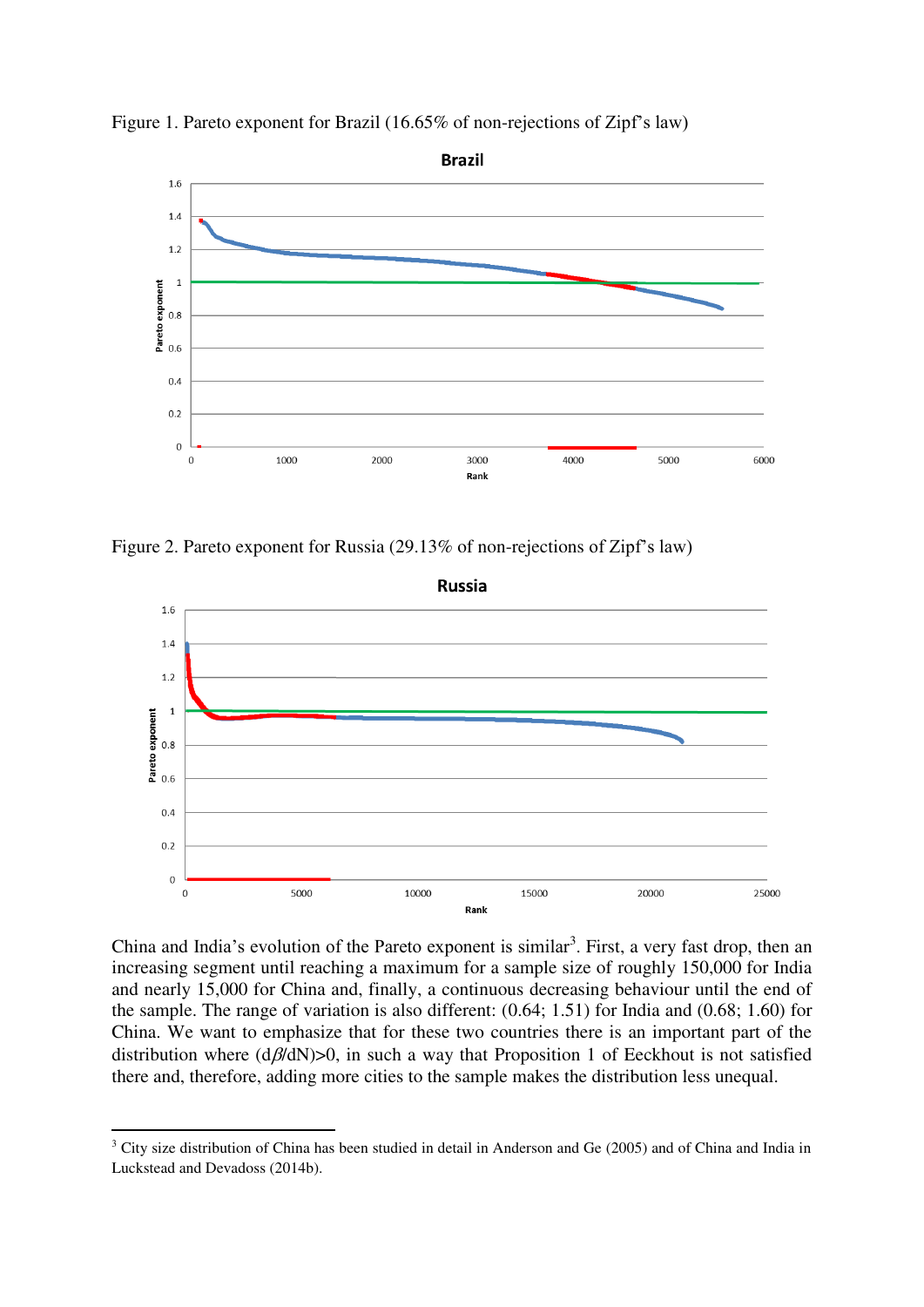Figure 1. Pareto exponent for Brazil (16.65% of non-rejections of Zipf's law)

Figure 2. Pareto exponent for Russia (29.13% of non-rejections of Zipf's law)

China and India's evolution of the Pareto exponent is similar[3]. First, a very fast drop, then an increasing segment until reaching a maximum for a sample size of roughly 150,000 for India and nearly 15,000 for China and, finally, a continuous decreasing behaviour until the end of the sample. The range of variation is also different: (0.64; 1.51) for India and (0.68; 1.60) for China. We want to emphasize that for these two countries there is an important part of the distribution where $(d\beta/dN)>0$, in such a way that Proposition 1 of Eeckhout is not satisfied there and, therefore, adding more cities to the sample makes the distribution less unequal.

[3] City size distribution of China has been studied in detail in Anderson and Ge (2005) and of China and India in Luckstead and Devadoss (2014b).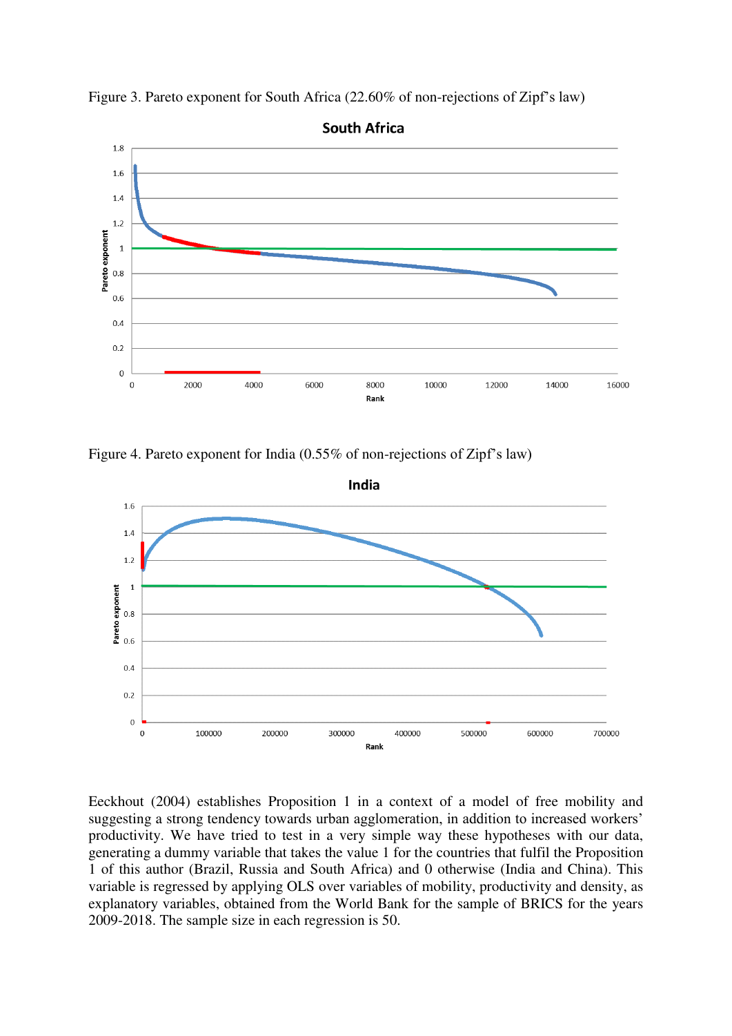Figure 3. Pareto exponent for South Africa (22.60% of non-rejections of Zipf's law)

Figure 4. Pareto exponent for India (0.55% of non-rejections of Zipf's law)

Eeckhout (2004) establishes Proposition 1 in a context of a model of free mobility and suggesting a strong tendency towards urban agglomeration, in addition to increased workers' productivity. We have tried to test in a very simple way these hypotheses with our data, generating a dummy variable that takes the value 1 for the countries that fulfil the Proposition 1 of this author (Brazil, Russia and South Africa) and 0 otherwise (India and China). This variable is regressed by applying OLS over variables of mobility, productivity and density, as explanatory variables, obtained from the World Bank for the sample of BRICS for the years 2009-2018. The sample size in each regression is 50.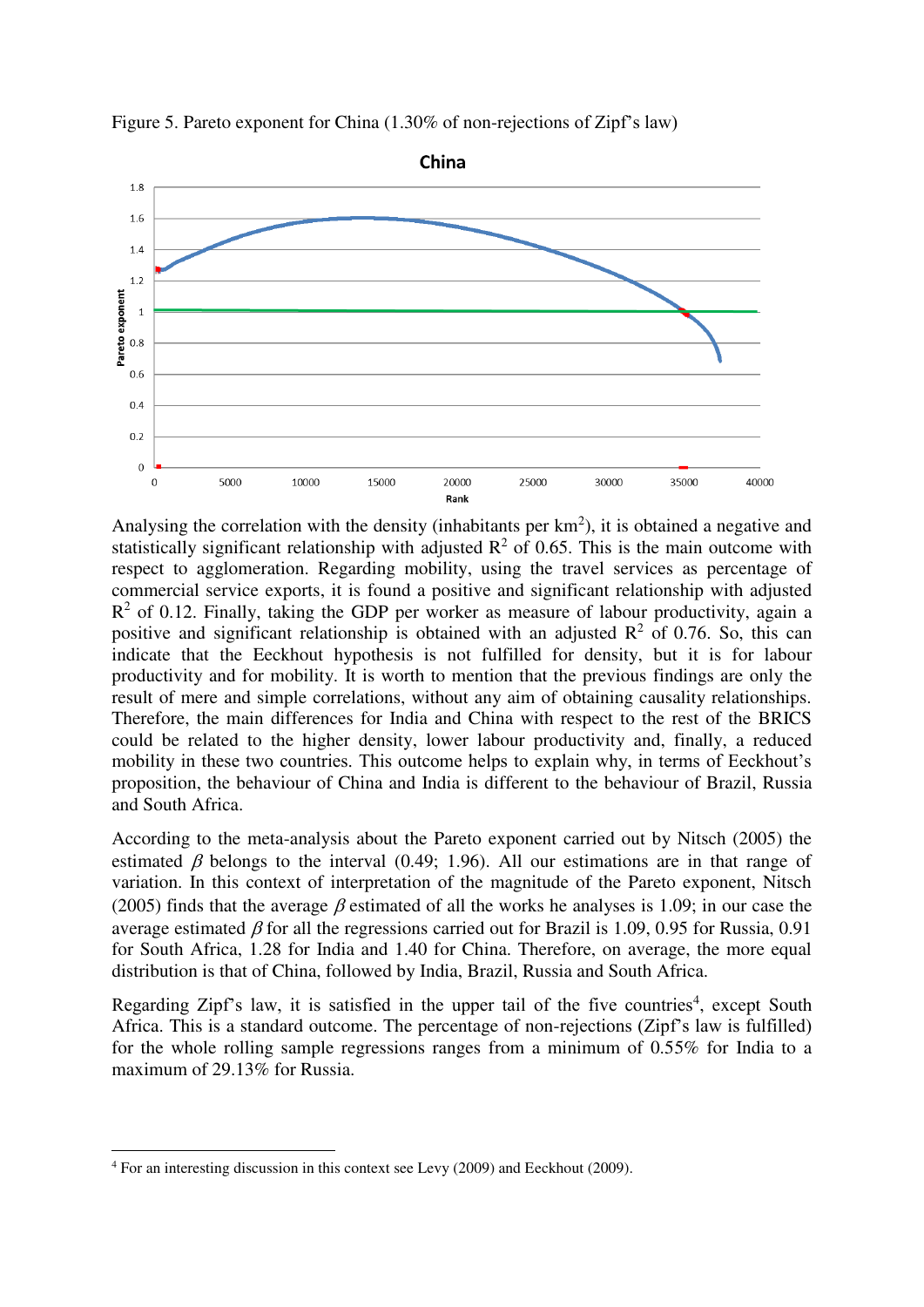Figure 5. Pareto exponent for China (1.30% of non-rejections of Zipf's law)

Analysing the correlation with the density (inhabitants per km$^2$), it is obtained a negative and statistically significant relationship with adjusted $R^2$ of 0.65. This is the main outcome with respect to agglomeration. Regarding mobility, using the travel services as percentage of commercial service exports, it is found a positive and significant relationship with adjusted $R^2$ of 0.12. Finally, taking the GDP per worker as measure of labour productivity, again a positive and significant relationship is obtained with an adjusted $R^2$ of 0.76. So, this can indicate that the Eeckhout hypothesis is not fulfilled for density, but it is for labour productivity and for mobility. It is worth to mention that the previous findings are only the result of mere and simple correlations, without any aim of obtaining causality relationships. Therefore, the main differences for India and China with respect to the rest of the BRICS could be related to the higher density, lower labour productivity and, finally, a reduced mobility in these two countries. This outcome helps to explain why, in terms of Eeckhout's proposition, the behaviour of China and India is different to the behaviour of Brazil, Russia and South Africa.

According to the meta-analysis about the Pareto exponent carried out by Nitsch (2005) the estimated $\beta$ belongs to the interval (0.49; 1.96). All our estimations are in that range of variation. In this context of interpretation of the magnitude of the Pareto exponent, Nitsch (2005) finds that the average $\beta$ estimated of all the works he analyses is 1.09; in our case the average estimated $\beta$ for all the regressions carried out for Brazil is 1.09, 0.95 for Russia, 0.91 for South Africa, 1.28 for India and 1.40 for China. Therefore, on average, the more equal distribution is that of China, followed by India, Brazil, Russia and South Africa.

Regarding Zipf's law, it is satisfied in the upper tail of the five countries[4], except South Africa. This is a standard outcome. The percentage of non-rejections (Zipf's law is fulfilled) for the whole rolling sample regressions ranges from a minimum of 0.55% for India to a maximum of 29.13% for Russia.

[4] For an interesting discussion in this context see Levy (2009) and Eeckhout (2009).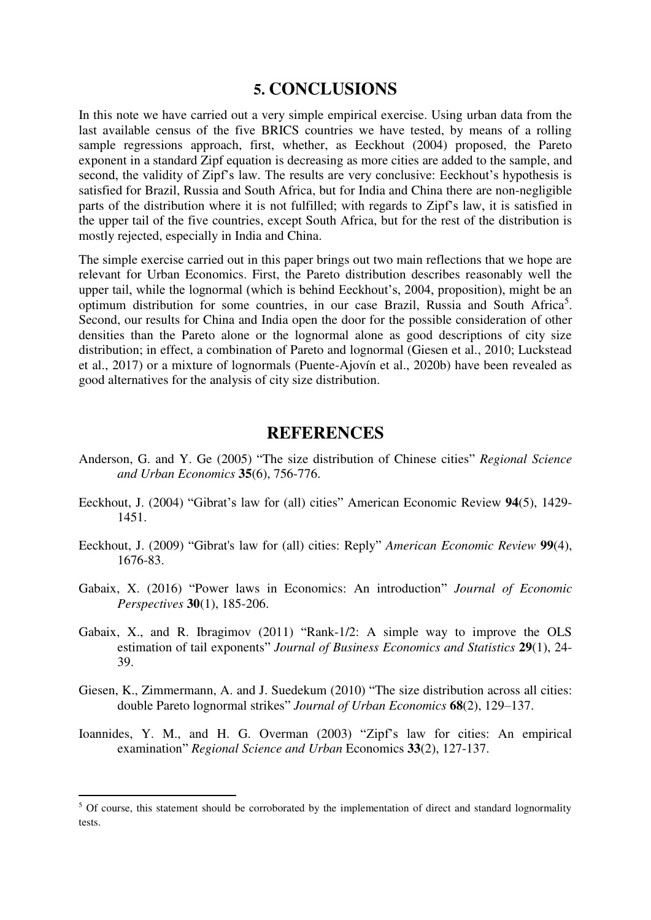## 5. CONCLUSIONS

In this note we have carried out a very simple empirical exercise. Using urban data from the last available census of the five BRICS countries we have tested, by means of a rolling sample regressions approach, first, whether, as Eeckhout (2004) proposed, the Pareto exponent in a standard Zipf equation is decreasing as more cities are added to the sample, and second, the validity of Zipf's law. The results are very conclusive: Eeckhout's hypothesis is satisfied for Brazil, Russia and South Africa, but for India and China there are non-negligible parts of the distribution where it is not fulfilled; with regards to Zipf's law, it is satisfied in the upper tail of the five countries, except South Africa, but for the rest of the distribution is mostly rejected, especially in India and China.

The simple exercise carried out in this paper brings out two main reflections that we hope are relevant for Urban Economics. First, the Pareto distribution describes reasonably well the upper tail, while the lognormal (which is behind Eeckhout's, 2004, proposition), might be an optimum distribution for some countries, in our case Brazil, Russia and South Africa[5]. Second, our results for China and India open the door for the possible consideration of other densities than the Pareto alone or the lognormal alone as good descriptions of city size distribution; in effect, a combination of Pareto and lognormal (Giesen et al., 2010; Luckstead et al., 2017) or a mixture of lognormals (Puente-Ajovín et al., 2020b) have been revealed as good alternatives for the analysis of city size distribution.

## REFERENCES

Anderson, G. and Y. Ge (2005) "The size distribution of Chinese cities" *Regional Science and Urban Economics* **35**(6), 756-776.

Eeckhout, J. (2004) "Gibrat's law for (all) cities" American Economic Review **94**(5), 1429-1451.

Eeckhout, J. (2009) "Gibrat's law for (all) cities: Reply" *American Economic Review* **99**(4), 1676-83.

Gabaix, X. (2016) "Power laws in Economics: An introduction" *Journal of Economic Perspectives* **30**(1), 185-206.

Gabaix, X., and R. Ibragimov (2011) "Rank-1/2: A simple way to improve the OLS estimation of tail exponents" *Journal of Business Economics and Statistics* **29**(1), 24-39.

Giesen, K., Zimmermann, A. and J. Suedekum (2010) "The size distribution across all cities: double Pareto lognormal strikes" *Journal of Urban Economics* **68**(2), 129–137.

Ioannides, Y. M., and H. G. Overman (2003) "Zipf's law for cities: An empirical examination" *Regional Science and Urban* Economics **33**(2), 127-137.

[5] Of course, this statement should be corroborated by the implementation of direct and standard lognormality tests.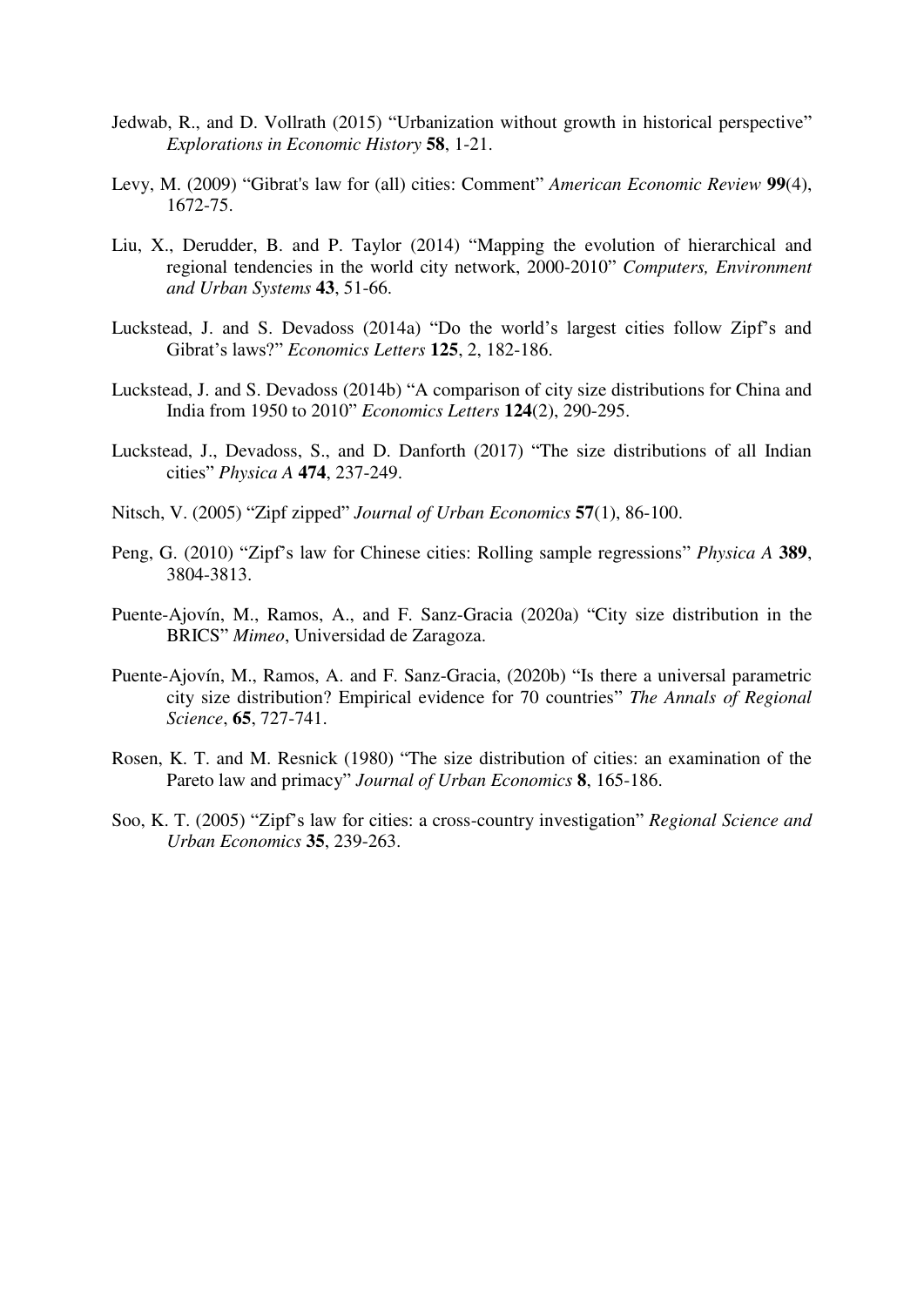Jedwab, R., and D. Vollrath (2015) "Urbanization without growth in historical perspective" *Explorations in Economic History* **58**, 1-21.

Levy, M. (2009) "Gibrat's law for (all) cities: Comment" *American Economic Review* **99**(4), 1672-75.

Liu, X., Derudder, B. and P. Taylor (2014) "Mapping the evolution of hierarchical and regional tendencies in the world city network, 2000-2010" *Computers, Environment and Urban Systems* **43**, 51-66.

Luckstead, J. and S. Devadoss (2014a) "Do the world's largest cities follow Zipf's and Gibrat's laws?" *Economics Letters* **125**, 2, 182-186.

Luckstead, J. and S. Devadoss (2014b) "A comparison of city size distributions for China and India from 1950 to 2010" *Economics Letters* **124**(2), 290-295.

Luckstead, J., Devadoss, S., and D. Danforth (2017) "The size distributions of all Indian cities" *Physica A* **474**, 237-249.

Nitsch, V. (2005) "Zipf zipped" *Journal of Urban Economics* **57**(1), 86-100.

Peng, G. (2010) "Zipf's law for Chinese cities: Rolling sample regressions" *Physica A* **389**, 3804-3813.

Puente-Ajovín, M., Ramos, A., and F. Sanz-Gracia (2020a) "City size distribution in the BRICS" *Mimeo*, Universidad de Zaragoza.

Puente-Ajovín, M., Ramos, A. and F. Sanz-Gracia, (2020b) "Is there a universal parametric city size distribution? Empirical evidence for 70 countries" *The Annals of Regional Science*, **65**, 727-741.

Rosen, K. T. and M. Resnick (1980) "The size distribution of cities: an examination of the Pareto law and primacy" *Journal of Urban Economics* **8**, 165-186.

Soo, K. T. (2005) "Zipf's law for cities: a cross-country investigation" *Regional Science and Urban Economics* **35**, 239-263.